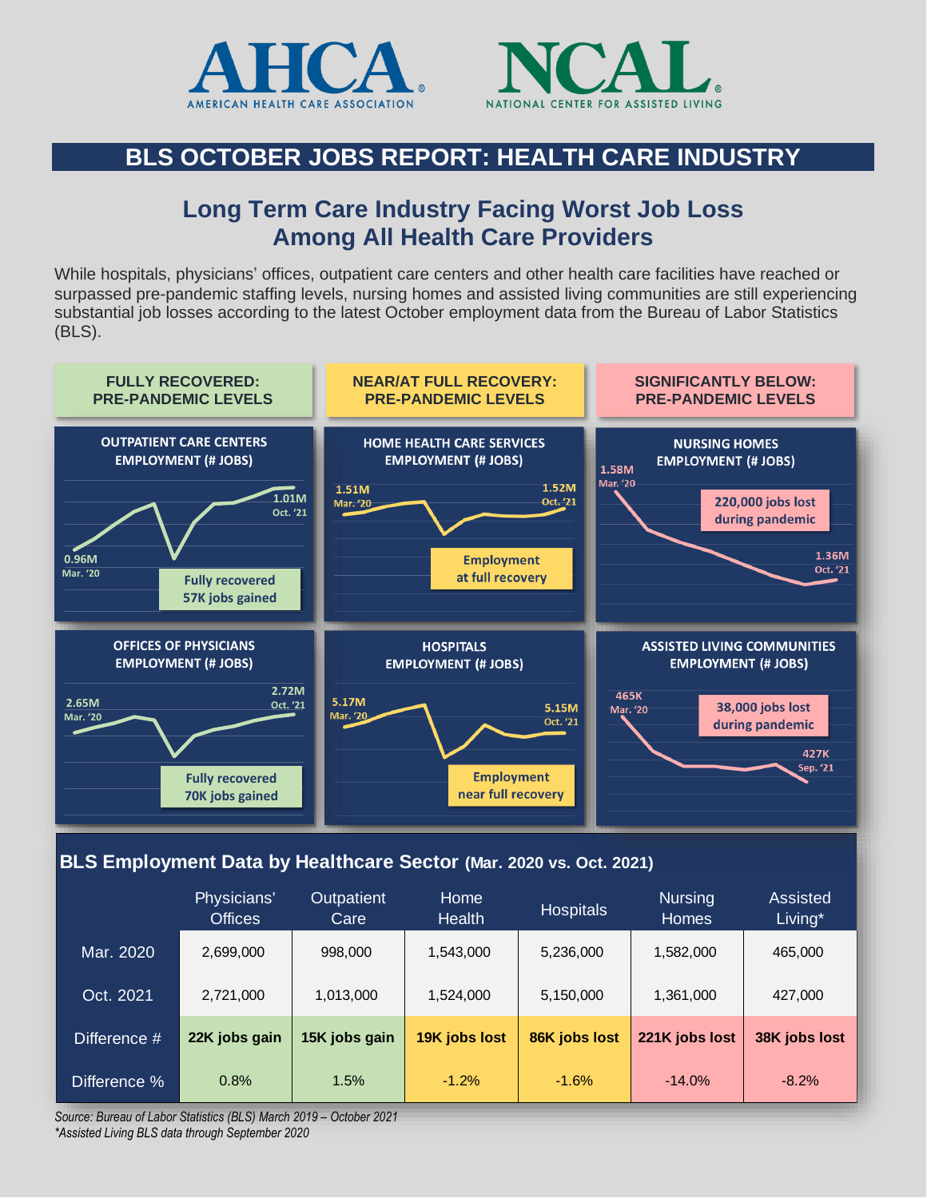AHCA
AMERICAN HEALTH CARE ASSOCIATION

NCAL
NATIONAL CENTER FOR ASSISTED LIVING

# BLS OCTOBER JOBS REPORT: HEALTH CARE INDUSTRY

## Long Term Care Industry Facing Worst Job Loss Among All Health Care Providers

While hospitals, physicians' offices, outpatient care centers and other health care facilities have reached or surpassed pre-pandemic staffing levels, nursing homes and assisted living communities are still experiencing substantial job losses according to the latest October employment data from the Bureau of Labor Statistics (BLS).

### FULLY RECOVERED: PRE-PANDEMIC LEVELS

**OUTPATIENT CARE CENTERS EMPLOYMENT (# JOBS)**

0.96M Mar. '20 → 1.01M Oct. '21

Fully recovered 57K jobs gained

**OFFICES OF PHYSICIANS EMPLOYMENT (# JOBS)**

2.65M Mar. '20 → 2.72M Oct. '21

Fully recovered 70K jobs gained

### NEAR/AT FULL RECOVERY: PRE-PANDEMIC LEVELS

**HOME HEALTH CARE SERVICES EMPLOYMENT (# JOBS)**

1.51M Mar. '20 → 1.52M Oct. '21

Employment at full recovery

**HOSPITALS EMPLOYMENT (# JOBS)**

5.17M Mar. '20 → 5.15M Oct. '21

Employment near full recovery

### SIGNIFICANTLY BELOW: PRE-PANDEMIC LEVELS

**NURSING HOMES EMPLOYMENT (# JOBS)**

1.58M Mar. '20 → 1.36M Oct. '21

220,000 jobs lost during pandemic

**ASSISTED LIVING COMMUNITIES EMPLOYMENT (# JOBS)**

465K Mar. '20 → 427K Sep. '21

38,000 jobs lost during pandemic

### BLS Employment Data by Healthcare Sector (Mar. 2020 vs. Oct. 2021)

| | Physicians' Offices | Outpatient Care | Home Health | Hospitals | Nursing Homes | Assisted Living* |
|---|---|---|---|---|---|---|
| Mar. 2020 | 2,699,000 | 998,000 | 1,543,000 | 5,236,000 | 1,582,000 | 465,000 |
| Oct. 2021 | 2,721,000 | 1,013,000 | 1,524,000 | 5,150,000 | 1,361,000 | 427,000 |
| Difference # | **22K jobs gain** | **15K jobs gain** | **19K jobs lost** | **86K jobs lost** | **221K jobs lost** | **38K jobs lost** |
| Difference % | 0.8% | 1.5% | -1.2% | -1.6% | -14.0% | -8.2% |

*Source: Bureau of Labor Statistics (BLS) March 2019 – October 2021*
*\*Assisted Living BLS data through September 2020*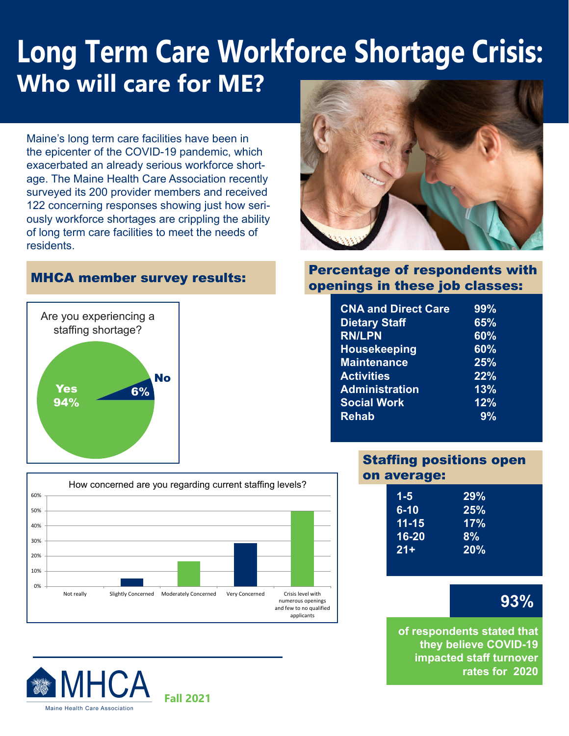# Long Term Care Workforce Shortage Crisis:
## Who will care for ME?

Maine's long term care facilities have been in the epicenter of the COVID-19 pandemic, which exacerbated an already serious workforce shortage. The Maine Health Care Association recently surveyed its 200 provider members and received 122 concerning responses showing just how seriously workforce shortages are crippling the ability of long term care facilities to meet the needs of residents.

### MHCA member survey results:

Are you experiencing a staffing shortage?

- Yes 94%
- No 6%

How concerned are you regarding current staffing levels?

- Not really
- Slightly Concerned
- Moderately Concerned
- Very Concerned
- Crisis level with numerous openings and few to no qualified applicants

### Percentage of respondents with openings in these job classes:

| Job class | Percentage |
|---|---|
| CNA and Direct Care | 99% |
| Dietary Staff | 65% |
| RN/LPN | 60% |
| Housekeeping | 60% |
| Maintenance | 25% |
| Activities | 22% |
| Administration | 13% |
| Social Work | 12% |
| Rehab | 9% |

### Staffing positions open on average:

| Positions | Percentage |
|---|---|
| 1-5 | 29% |
| 6-10 | 25% |
| 11-15 | 17% |
| 16-20 | 8% |
| 21+ | 20% |

**93%** of respondents stated that they believe COVID-19 impacted staff turnover rates for 2020

MHCA Maine Health Care Association

Fall 2021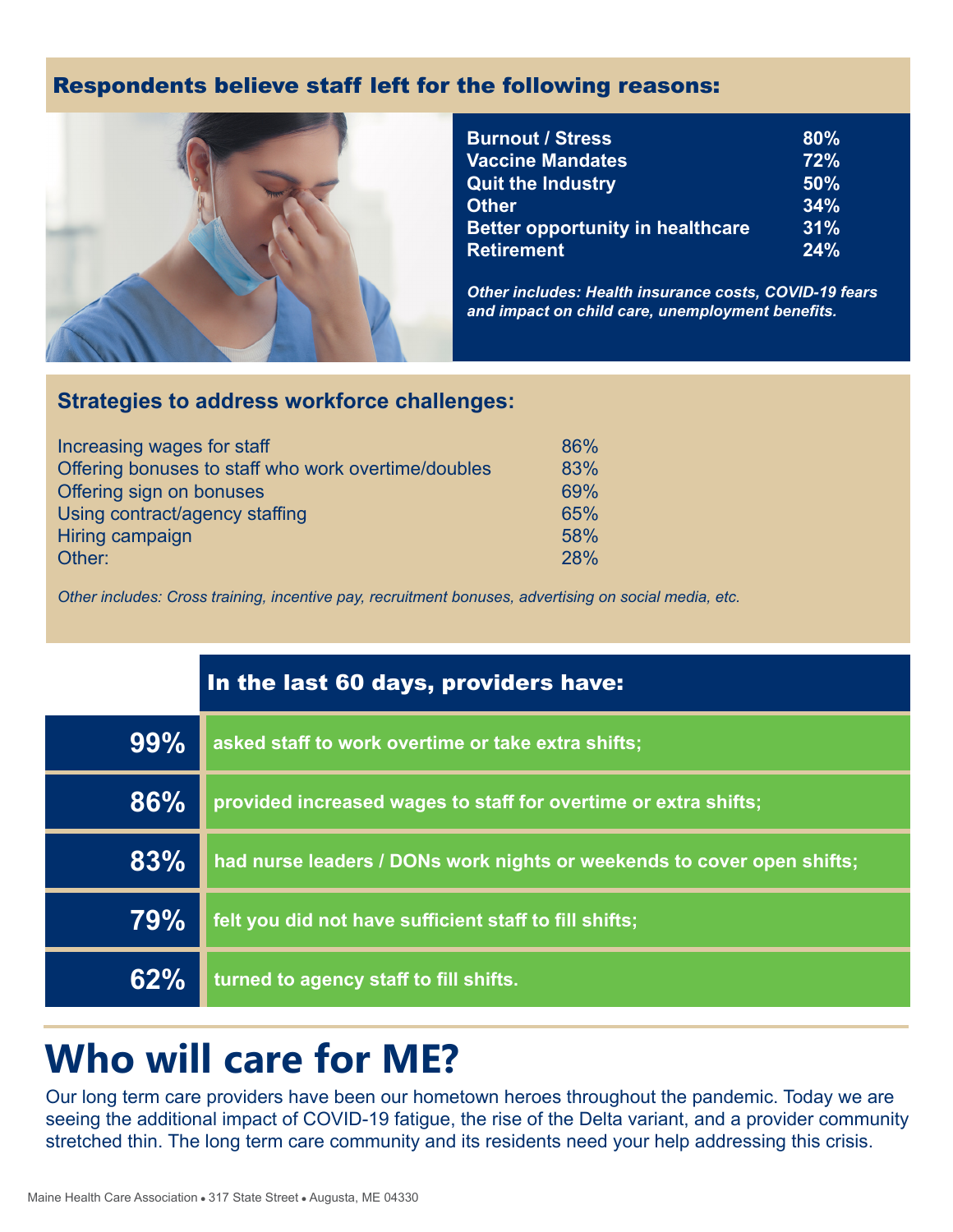## Respondents believe staff left for the following reasons:

| | |
|---|---|
| **Burnout / Stress** | **80%** |
| **Vaccine Mandates** | **72%** |
| **Quit the Industry** | **50%** |
| **Other** | **34%** |
| **Better opportunity in healthcare** | **31%** |
| **Retirement** | **24%** |

***Other includes: Health insurance costs, COVID-19 fears and impact on child care, unemployment benefits.***

## Strategies to address workforce challenges:

| | |
|---|---|
| Increasing wages for staff | 86% |
| Offering bonuses to staff who work overtime/doubles | 83% |
| Offering sign on bonuses | 69% |
| Using contract/agency staffing | 65% |
| Hiring campaign | 58% |
| Other: | 28% |

*Other includes: Cross training, incentive pay, recruitment bonuses, advertising on social media, etc.*

## In the last 60 days, providers have:

| | |
|---|---|
| **99%** | **asked staff to work overtime or take extra shifts;** |
| **86%** | **provided increased wages to staff for overtime or extra shifts;** |
| **83%** | **had nurse leaders / DONs work nights or weekends to cover open shifts;** |
| **79%** | **felt you did not have sufficient staff to fill shifts;** |
| **62%** | **turned to agency staff to fill shifts.** |

# Who will care for ME?

Our long term care providers have been our hometown heroes throughout the pandemic. Today we are seeing the additional impact of COVID-19 fatigue, the rise of the Delta variant, and a provider community stretched thin. The long term care community and its residents need your help addressing this crisis.

Maine Health Care Association • 317 State Street • Augusta, ME 04330